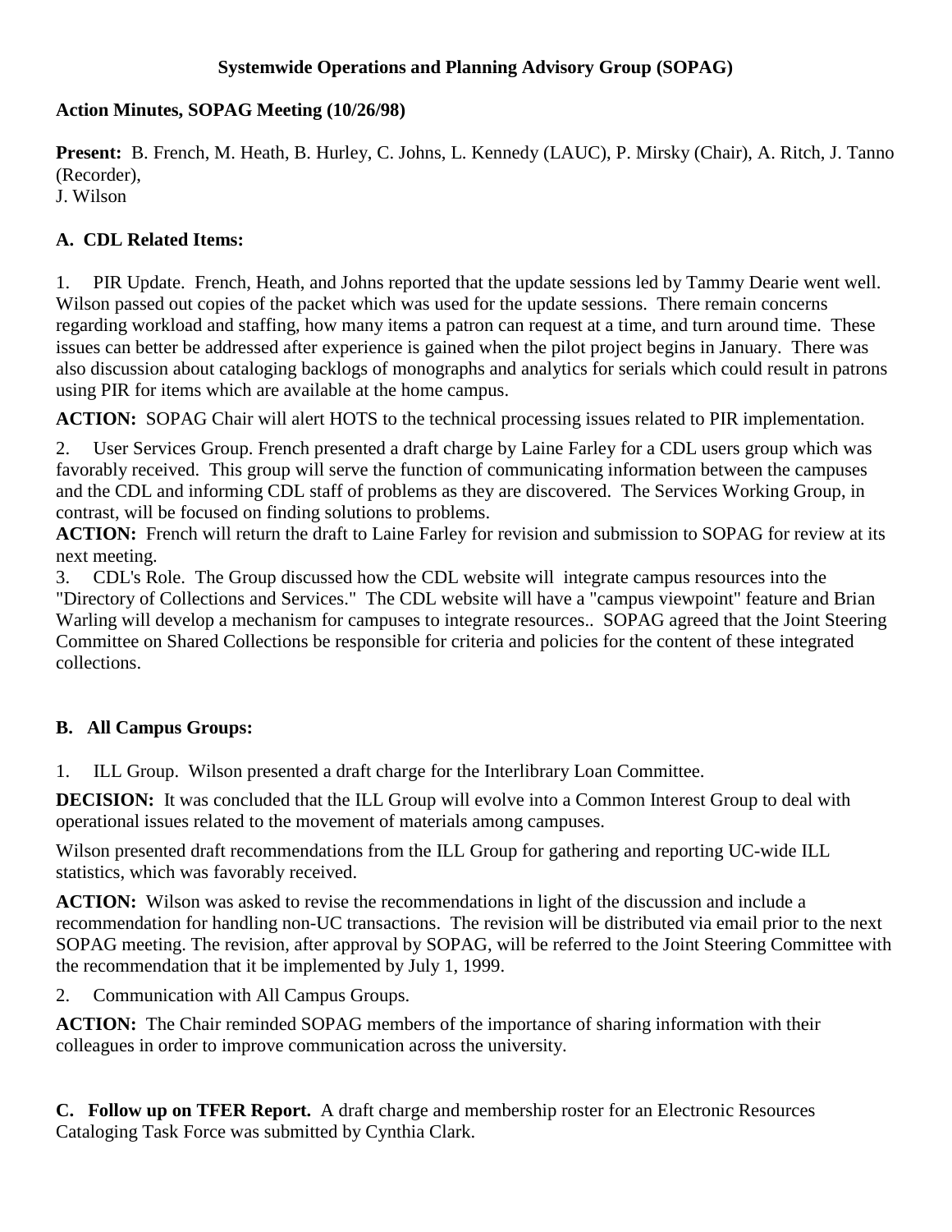**Systemwide Operations and Planning Advisory Group (SOPAG)**

**Action Minutes, SOPAG Meeting (10/26/98)**

**Present:** B. French, M. Heath, B. Hurley, C. Johns, L. Kennedy (LAUC), P. Mirsky (Chair), A. Ritch, J. Tanno (Recorder),
J. Wilson

**A. CDL Related Items:**

1. PIR Update. French, Heath, and Johns reported that the update sessions led by Tammy Dearie went well. Wilson passed out copies of the packet which was used for the update sessions. There remain concerns regarding workload and staffing, how many items a patron can request at a time, and turn around time. These issues can better be addressed after experience is gained when the pilot project begins in January. There was also discussion about cataloging backlogs of monographs and analytics for serials which could result in patrons using PIR for items which are available at the home campus.

**ACTION:** SOPAG Chair will alert HOTS to the technical processing issues related to PIR implementation.

2. User Services Group. French presented a draft charge by Laine Farley for a CDL users group which was favorably received. This group will serve the function of communicating information between the campuses and the CDL and informing CDL staff of problems as they are discovered. The Services Working Group, in contrast, will be focused on finding solutions to problems.

**ACTION:** French will return the draft to Laine Farley for revision and submission to SOPAG for review at its next meeting.

3. CDL's Role. The Group discussed how the CDL website will integrate campus resources into the "Directory of Collections and Services." The CDL website will have a "campus viewpoint" feature and Brian Warling will develop a mechanism for campuses to integrate resources.. SOPAG agreed that the Joint Steering Committee on Shared Collections be responsible for criteria and policies for the content of these integrated collections.

**B. All Campus Groups:**

1. ILL Group. Wilson presented a draft charge for the Interlibrary Loan Committee.

**DECISION:** It was concluded that the ILL Group will evolve into a Common Interest Group to deal with operational issues related to the movement of materials among campuses.

Wilson presented draft recommendations from the ILL Group for gathering and reporting UC-wide ILL statistics, which was favorably received.

**ACTION:** Wilson was asked to revise the recommendations in light of the discussion and include a recommendation for handling non-UC transactions. The revision will be distributed via email prior to the next SOPAG meeting. The revision, after approval by SOPAG, will be referred to the Joint Steering Committee with the recommendation that it be implemented by July 1, 1999.

2. Communication with All Campus Groups.

**ACTION:** The Chair reminded SOPAG members of the importance of sharing information with their colleagues in order to improve communication across the university.

**C. Follow up on TFER Report.** A draft charge and membership roster for an Electronic Resources Cataloging Task Force was submitted by Cynthia Clark.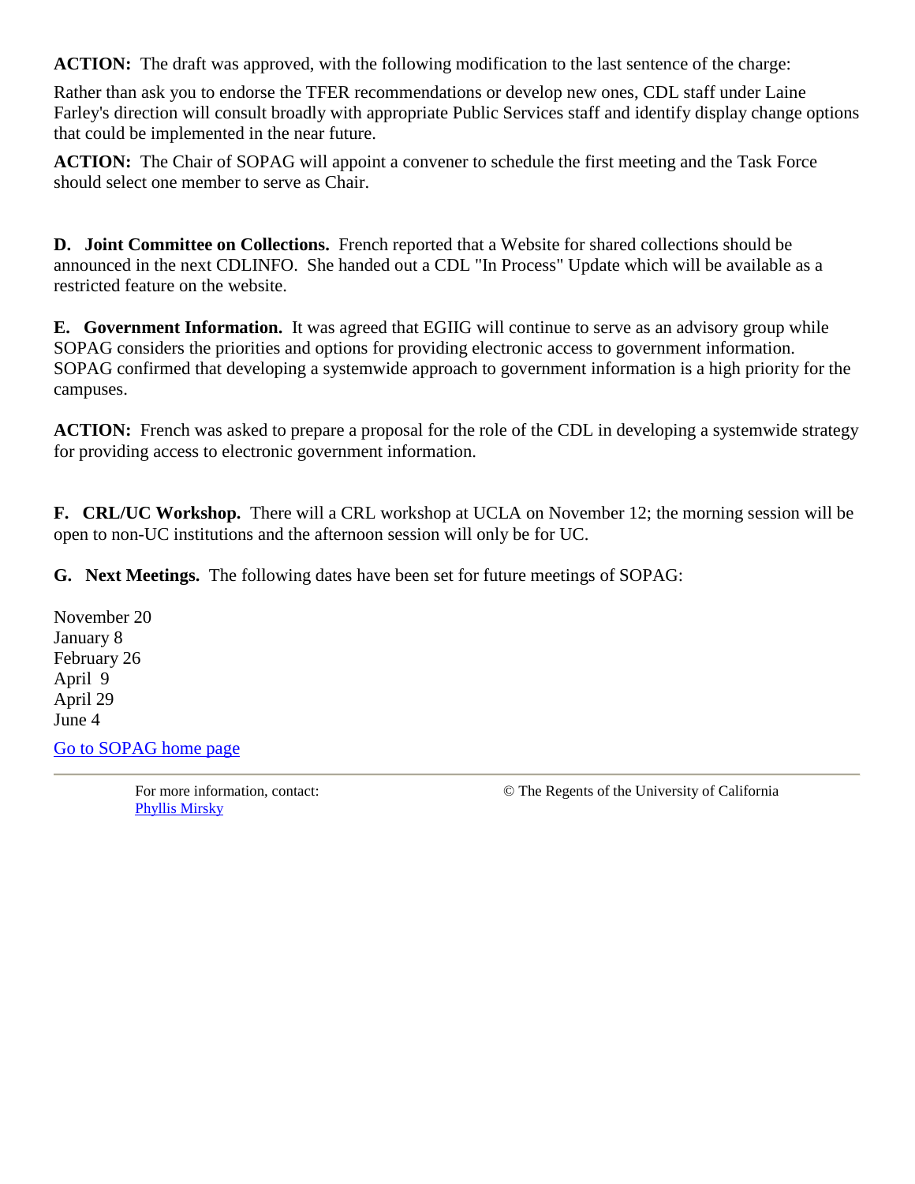**ACTION:** The draft was approved, with the following modification to the last sentence of the charge:

Rather than ask you to endorse the TFER recommendations or develop new ones, CDL staff under Laine Farley's direction will consult broadly with appropriate Public Services staff and identify display change options that could be implemented in the near future.

**ACTION:** The Chair of SOPAG will appoint a convener to schedule the first meeting and the Task Force should select one member to serve as Chair.

**D. Joint Committee on Collections.** French reported that a Website for shared collections should be announced in the next CDLINFO. She handed out a CDL "In Process" Update which will be available as a restricted feature on the website.

**E. Government Information.** It was agreed that EGIIG will continue to serve as an advisory group while SOPAG considers the priorities and options for providing electronic access to government information. SOPAG confirmed that developing a systemwide approach to government information is a high priority for the campuses.

**ACTION:** French was asked to prepare a proposal for the role of the CDL in developing a systemwide strategy for providing access to electronic government information.

**F. CRL/UC Workshop.** There will a CRL workshop at UCLA on November 12; the morning session will be open to non-UC institutions and the afternoon session will only be for UC.

**G. Next Meetings.** The following dates have been set for future meetings of SOPAG:

November 20
January 8
February 26
April 9
April 29
June 4

Go to SOPAG home page

---

For more information, contact:
Phyllis Mirsky

© The Regents of the University of California